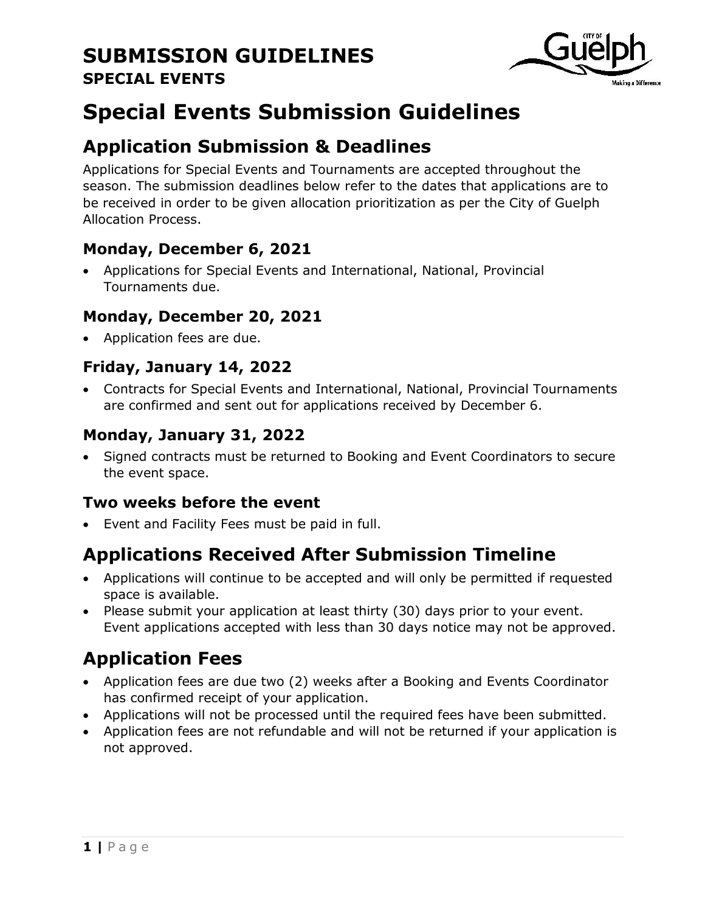# SUBMISSION GUIDELINES

**SPECIAL EVENTS**

# Special Events Submission Guidelines

## Application Submission & Deadlines

Applications for Special Events and Tournaments are accepted throughout the season. The submission deadlines below refer to the dates that applications are to be received in order to be given allocation prioritization as per the City of Guelph Allocation Process.

### Monday, December 6, 2021

- Applications for Special Events and International, National, Provincial Tournaments due.

### Monday, December 20, 2021

- Application fees are due.

### Friday, January 14, 2022

- Contracts for Special Events and International, National, Provincial Tournaments are confirmed and sent out for applications received by December 6.

### Monday, January 31, 2022

- Signed contracts must be returned to Booking and Event Coordinators to secure the event space.

### Two weeks before the event

- Event and Facility Fees must be paid in full.

## Applications Received After Submission Timeline

- Applications will continue to be accepted and will only be permitted if requested space is available.
- Please submit your application at least thirty (30) days prior to your event. Event applications accepted with less than 30 days notice may not be approved.

## Application Fees

- Application fees are due two (2) weeks after a Booking and Events Coordinator has confirmed receipt of your application.
- Applications will not be processed until the required fees have been submitted.
- Application fees are not refundable and will not be returned if your application is not approved.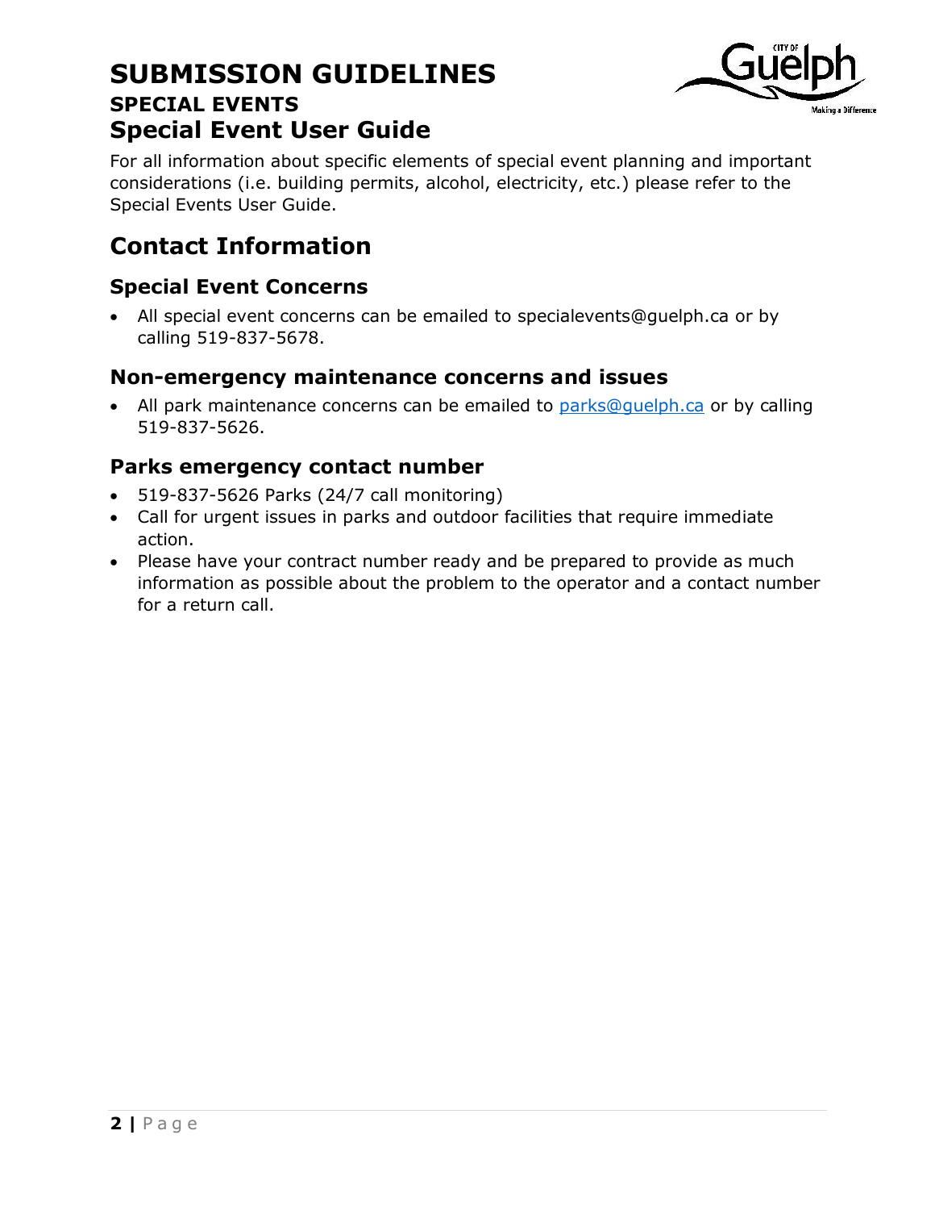# SUBMISSION GUIDELINES

## SPECIAL EVENTS

## Special Event User Guide

For all information about specific elements of special event planning and important considerations (i.e. building permits, alcohol, electricity, etc.) please refer to the Special Events User Guide.

## Contact Information

### Special Event Concerns

- All special event concerns can be emailed to specialevents@guelph.ca or by calling 519-837-5678.

### Non-emergency maintenance concerns and issues

- All park maintenance concerns can be emailed to parks@guelph.ca or by calling 519-837-5626.

### Parks emergency contact number

- 519-837-5626 Parks (24/7 call monitoring)
- Call for urgent issues in parks and outdoor facilities that require immediate action.
- Please have your contract number ready and be prepared to provide as much information as possible about the problem to the operator and a contact number for a return call.